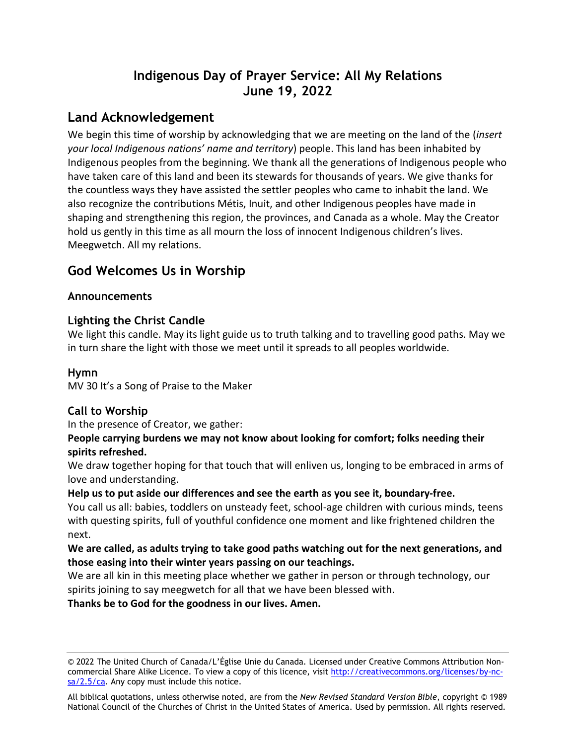# Indigenous Day of Prayer Service: All My Relations
# June 19, 2022

## Land Acknowledgement

We begin this time of worship by acknowledging that we are meeting on the land of the (*insert your local Indigenous nations' name and territory*) people. This land has been inhabited by Indigenous peoples from the beginning. We thank all the generations of Indigenous people who have taken care of this land and been its stewards for thousands of years. We give thanks for the countless ways they have assisted the settler peoples who came to inhabit the land. We also recognize the contributions Métis, Inuit, and other Indigenous peoples have made in shaping and strengthening this region, the provinces, and Canada as a whole. May the Creator hold us gently in this time as all mourn the loss of innocent Indigenous children's lives. Meegwetch. All my relations.

## God Welcomes Us in Worship

### Announcements

### Lighting the Christ Candle

We light this candle. May its light guide us to truth talking and to travelling good paths. May we in turn share the light with those we meet until it spreads to all peoples worldwide.

### Hymn

MV 30 It's a Song of Praise to the Maker

### Call to Worship

In the presence of Creator, we gather:

**People carrying burdens we may not know about looking for comfort; folks needing their spirits refreshed.**

We draw together hoping for that touch that will enliven us, longing to be embraced in arms of love and understanding.

**Help us to put aside our differences and see the earth as you see it, boundary-free.**

You call us all: babies, toddlers on unsteady feet, school-age children with curious minds, teens with questing spirits, full of youthful confidence one moment and like frightened children the next.

**We are called, as adults trying to take good paths watching out for the next generations, and those easing into their winter years passing on our teachings.**

We are all kin in this meeting place whether we gather in person or through technology, our spirits joining to say meegwetch for all that we have been blessed with.

**Thanks be to God for the goodness in our lives. Amen.**

---

© 2022 The United Church of Canada/L'Église Unie du Canada. Licensed under Creative Commons Attribution Non-commercial Share Alike Licence. To view a copy of this licence, visit http://creativecommons.org/licenses/by-nc-sa/2.5/ca. Any copy must include this notice.

All biblical quotations, unless otherwise noted, are from the *New Revised Standard Version Bible*, copyright © 1989 National Council of the Churches of Christ in the United States of America. Used by permission. All rights reserved.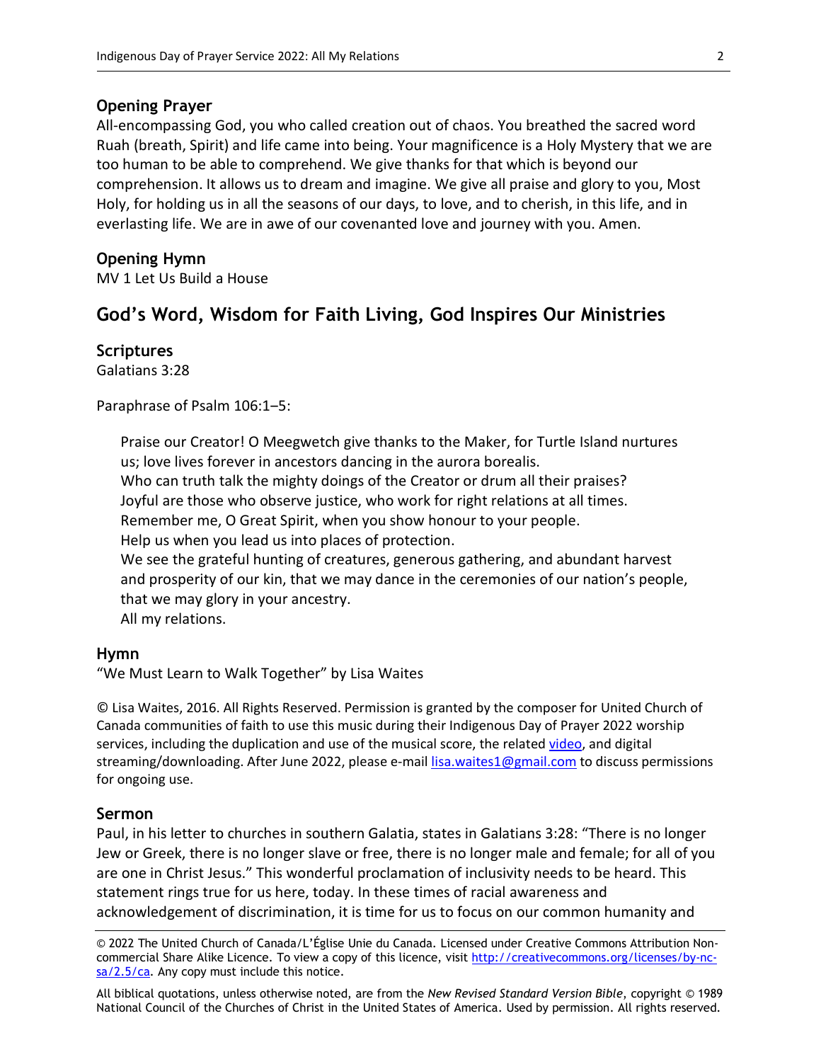### Opening Prayer

All-encompassing God, you who called creation out of chaos. You breathed the sacred word Ruah (breath, Spirit) and life came into being. Your magnificence is a Holy Mystery that we are too human to be able to comprehend. We give thanks for that which is beyond our comprehension. It allows us to dream and imagine. We give all praise and glory to you, Most Holy, for holding us in all the seasons of our days, to love, and to cherish, in this life, and in everlasting life. We are in awe of our covenanted love and journey with you. Amen.

### Opening Hymn

MV 1 Let Us Build a House

## God's Word, Wisdom for Faith Living, God Inspires Our Ministries

### Scriptures

Galatians 3:28

Paraphrase of Psalm 106:1–5:

> Praise our Creator! O Meegwetch give thanks to the Maker, for Turtle Island nurtures us; love lives forever in ancestors dancing in the aurora borealis.
> Who can truth talk the mighty doings of the Creator or drum all their praises?
> Joyful are those who observe justice, who work for right relations at all times.
> Remember me, O Great Spirit, when you show honour to your people.
> Help us when you lead us into places of protection.
> We see the grateful hunting of creatures, generous gathering, and abundant harvest and prosperity of our kin, that we may dance in the ceremonies of our nation's people, that we may glory in your ancestry.
> All my relations.

### Hymn

"We Must Learn to Walk Together" by Lisa Waites

© Lisa Waites, 2016. All Rights Reserved. Permission is granted by the composer for United Church of Canada communities of faith to use this music during their Indigenous Day of Prayer 2022 worship services, including the duplication and use of the musical score, the related video, and digital streaming/downloading. After June 2022, please e-mail lisa.waites1@gmail.com to discuss permissions for ongoing use.

### Sermon

Paul, in his letter to churches in southern Galatia, states in Galatians 3:28: "There is no longer Jew or Greek, there is no longer slave or free, there is no longer male and female; for all of you are one in Christ Jesus." This wonderful proclamation of inclusivity needs to be heard. This statement rings true for us here, today. In these times of racial awareness and acknowledgement of discrimination, it is time for us to focus on our common humanity and

---

© 2022 The United Church of Canada/L'Église Unie du Canada. Licensed under Creative Commons Attribution Non-commercial Share Alike Licence. To view a copy of this licence, visit http://creativecommons.org/licenses/by-nc-sa/2.5/ca. Any copy must include this notice.

All biblical quotations, unless otherwise noted, are from the *New Revised Standard Version Bible*, copyright © 1989 National Council of the Churches of Christ in the United States of America. Used by permission. All rights reserved.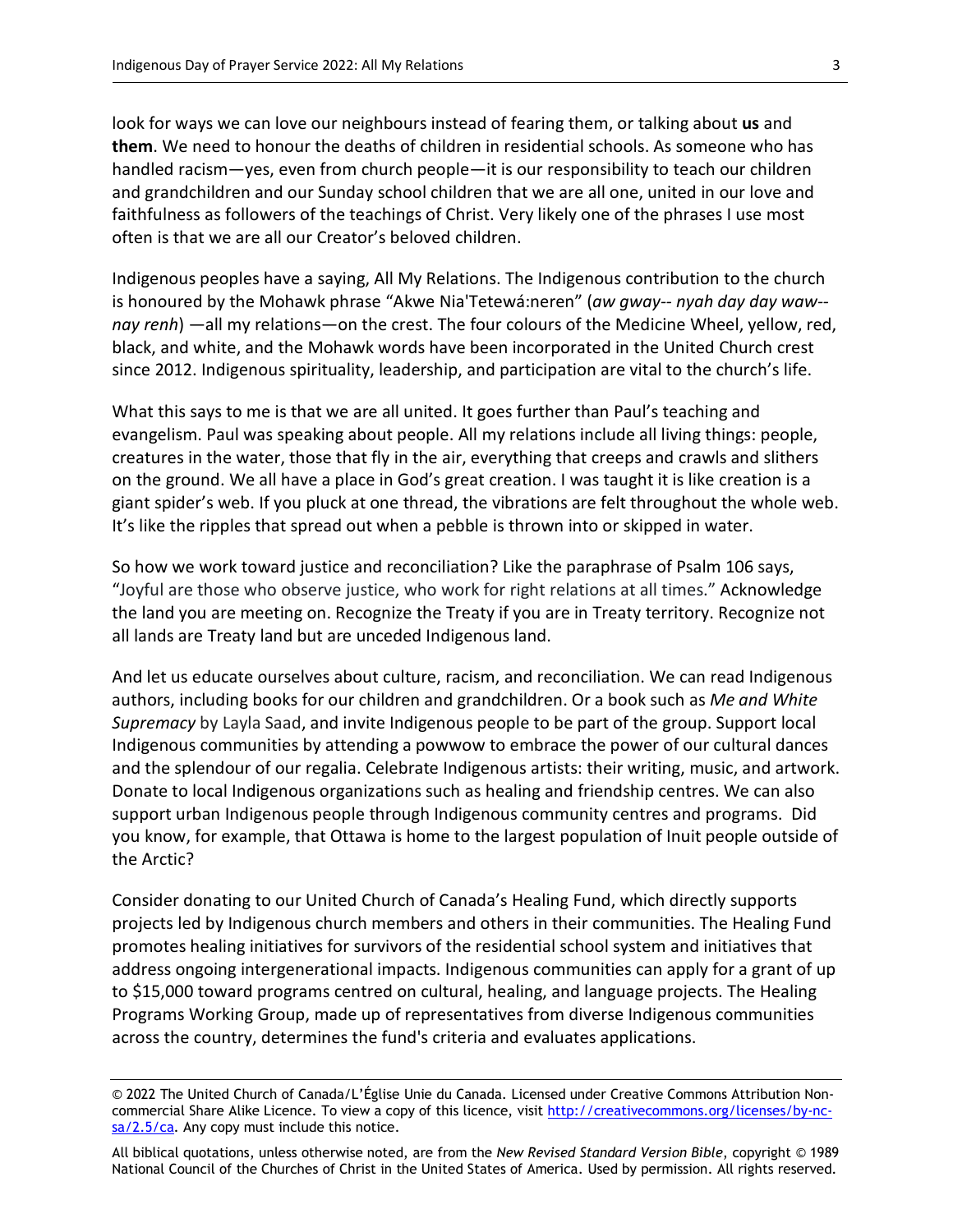look for ways we can love our neighbours instead of fearing them, or talking about **us** and **them**. We need to honour the deaths of children in residential schools. As someone who has handled racism—yes, even from church people—it is our responsibility to teach our children and grandchildren and our Sunday school children that we are all one, united in our love and faithfulness as followers of the teachings of Christ. Very likely one of the phrases I use most often is that we are all our Creator's beloved children.

Indigenous peoples have a saying, All My Relations. The Indigenous contribution to the church is honoured by the Mohawk phrase "Akwe Nia'Tetewá:neren" (*aw gway-- nyah day day waw-- nay renh*) —all my relations—on the crest. The four colours of the Medicine Wheel, yellow, red, black, and white, and the Mohawk words have been incorporated in the United Church crest since 2012. Indigenous spirituality, leadership, and participation are vital to the church's life.

What this says to me is that we are all united. It goes further than Paul's teaching and evangelism. Paul was speaking about people. All my relations include all living things: people, creatures in the water, those that fly in the air, everything that creeps and crawls and slithers on the ground. We all have a place in God's great creation. I was taught it is like creation is a giant spider's web. If you pluck at one thread, the vibrations are felt throughout the whole web. It's like the ripples that spread out when a pebble is thrown into or skipped in water.

So how we work toward justice and reconciliation? Like the paraphrase of Psalm 106 says, "Joyful are those who observe justice, who work for right relations at all times." Acknowledge the land you are meeting on. Recognize the Treaty if you are in Treaty territory. Recognize not all lands are Treaty land but are unceded Indigenous land.

And let us educate ourselves about culture, racism, and reconciliation. We can read Indigenous authors, including books for our children and grandchildren. Or a book such as *Me and White Supremacy* by Layla Saad, and invite Indigenous people to be part of the group. Support local Indigenous communities by attending a powwow to embrace the power of our cultural dances and the splendour of our regalia. Celebrate Indigenous artists: their writing, music, and artwork. Donate to local Indigenous organizations such as healing and friendship centres. We can also support urban Indigenous people through Indigenous community centres and programs. Did you know, for example, that Ottawa is home to the largest population of Inuit people outside of the Arctic?

Consider donating to our United Church of Canada's Healing Fund, which directly supports projects led by Indigenous church members and others in their communities. The Healing Fund promotes healing initiatives for survivors of the residential school system and initiatives that address ongoing intergenerational impacts. Indigenous communities can apply for a grant of up to $15,000 toward programs centred on cultural, healing, and language projects. The Healing Programs Working Group, made up of representatives from diverse Indigenous communities across the country, determines the fund's criteria and evaluates applications.

© 2022 The United Church of Canada/L'Église Unie du Canada. Licensed under Creative Commons Attribution Non-commercial Share Alike Licence. To view a copy of this licence, visit http://creativecommons.org/licenses/by-nc-sa/2.5/ca. Any copy must include this notice.

All biblical quotations, unless otherwise noted, are from the *New Revised Standard Version Bible*, copyright © 1989 National Council of the Churches of Christ in the United States of America. Used by permission. All rights reserved.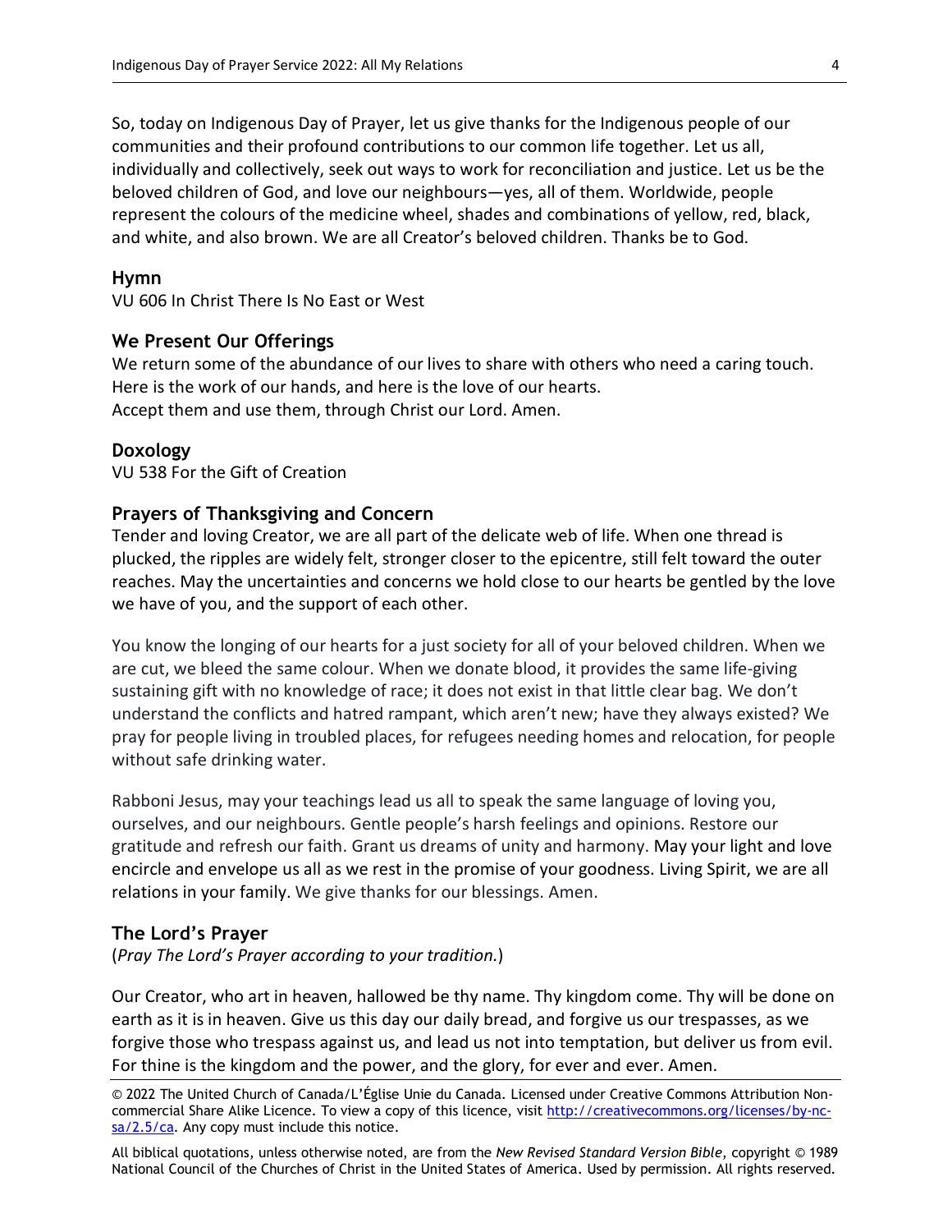So, today on Indigenous Day of Prayer, let us give thanks for the Indigenous people of our communities and their profound contributions to our common life together. Let us all, individually and collectively, seek out ways to work for reconciliation and justice. Let us be the beloved children of God, and love our neighbours—yes, all of them. Worldwide, people represent the colours of the medicine wheel, shades and combinations of yellow, red, black, and white, and also brown. We are all Creator's beloved children. Thanks be to God.

### Hymn

VU 606 In Christ There Is No East or West

### We Present Our Offerings

We return some of the abundance of our lives to share with others who need a caring touch.
Here is the work of our hands, and here is the love of our hearts.
Accept them and use them, through Christ our Lord. Amen.

### Doxology

VU 538 For the Gift of Creation

### Prayers of Thanksgiving and Concern

Tender and loving Creator, we are all part of the delicate web of life. When one thread is plucked, the ripples are widely felt, stronger closer to the epicentre, still felt toward the outer reaches. May the uncertainties and concerns we hold close to our hearts be gentled by the love we have of you, and the support of each other.

You know the longing of our hearts for a just society for all of your beloved children. When we are cut, we bleed the same colour. When we donate blood, it provides the same life-giving sustaining gift with no knowledge of race; it does not exist in that little clear bag. We don't understand the conflicts and hatred rampant, which aren't new; have they always existed? We pray for people living in troubled places, for refugees needing homes and relocation, for people without safe drinking water.

Rabboni Jesus, may your teachings lead us all to speak the same language of loving you, ourselves, and our neighbours. Gentle people's harsh feelings and opinions. Restore our gratitude and refresh our faith. Grant us dreams of unity and harmony. May your light and love encircle and envelope us all as we rest in the promise of your goodness. Living Spirit, we are all relations in your family. We give thanks for our blessings. Amen.

### The Lord's Prayer

(*Pray The Lord's Prayer according to your tradition.*)

Our Creator, who art in heaven, hallowed be thy name. Thy kingdom come. Thy will be done on earth as it is in heaven. Give us this day our daily bread, and forgive us our trespasses, as we forgive those who trespass against us, and lead us not into temptation, but deliver us from evil. For thine is the kingdom and the power, and the glory, for ever and ever. Amen.

---

© 2022 The United Church of Canada/L'Église Unie du Canada. Licensed under Creative Commons Attribution Non-commercial Share Alike Licence. To view a copy of this licence, visit [http://creativecommons.org/licenses/by-nc-sa/2.5/ca](http://creativecommons.org/licenses/by-nc-sa/2.5/ca). Any copy must include this notice.

All biblical quotations, unless otherwise noted, are from the *New Revised Standard Version Bible*, copyright © 1989 National Council of the Churches of Christ in the United States of America. Used by permission. All rights reserved.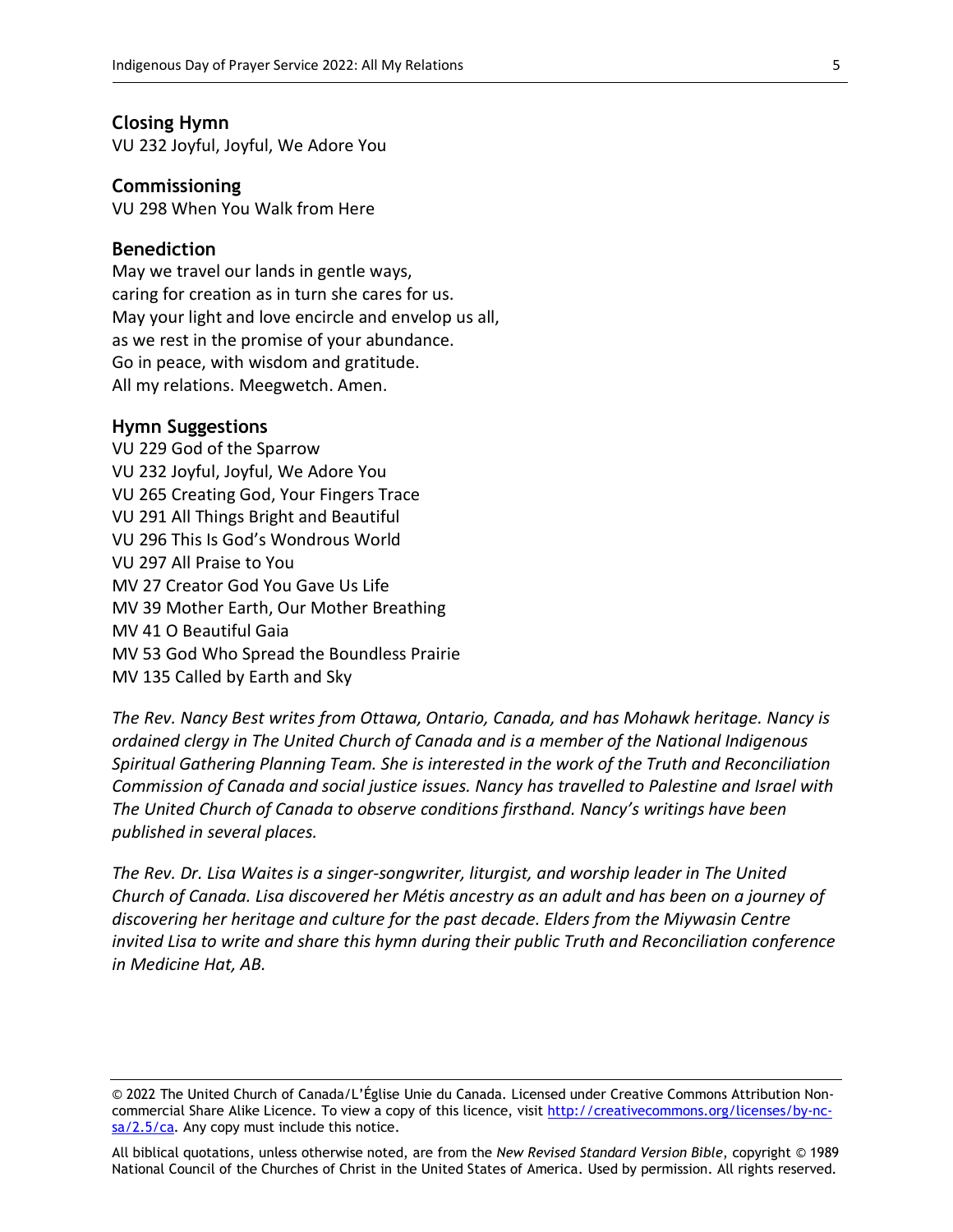## Closing Hymn

VU 232 Joyful, Joyful, We Adore You

## Commissioning

VU 298 When You Walk from Here

## Benediction

May we travel our lands in gentle ways,
caring for creation as in turn she cares for us.
May your light and love encircle and envelop us all,
as we rest in the promise of your abundance.
Go in peace, with wisdom and gratitude.
All my relations. Meegwetch. Amen.

## Hymn Suggestions

VU 229 God of the Sparrow
VU 232 Joyful, Joyful, We Adore You
VU 265 Creating God, Your Fingers Trace
VU 291 All Things Bright and Beautiful
VU 296 This Is God's Wondrous World
VU 297 All Praise to You
MV 27 Creator God You Gave Us Life
MV 39 Mother Earth, Our Mother Breathing
MV 41 O Beautiful Gaia
MV 53 God Who Spread the Boundless Prairie
MV 135 Called by Earth and Sky

*The Rev. Nancy Best writes from Ottawa, Ontario, Canada, and has Mohawk heritage. Nancy is ordained clergy in The United Church of Canada and is a member of the National Indigenous Spiritual Gathering Planning Team. She is interested in the work of the Truth and Reconciliation Commission of Canada and social justice issues. Nancy has travelled to Palestine and Israel with The United Church of Canada to observe conditions firsthand. Nancy's writings have been published in several places.*

*The Rev. Dr. Lisa Waites is a singer-songwriter, liturgist, and worship leader in The United Church of Canada. Lisa discovered her Métis ancestry as an adult and has been on a journey of discovering her heritage and culture for the past decade. Elders from the Miywasin Centre invited Lisa to write and share this hymn during their public Truth and Reconciliation conference in Medicine Hat, AB.*

© 2022 The United Church of Canada/L'Église Unie du Canada. Licensed under Creative Commons Attribution Non-commercial Share Alike Licence. To view a copy of this licence, visit http://creativecommons.org/licenses/by-nc-sa/2.5/ca. Any copy must include this notice.

All biblical quotations, unless otherwise noted, are from the *New Revised Standard Version Bible*, copyright © 1989 National Council of the Churches of Christ in the United States of America. Used by permission. All rights reserved.